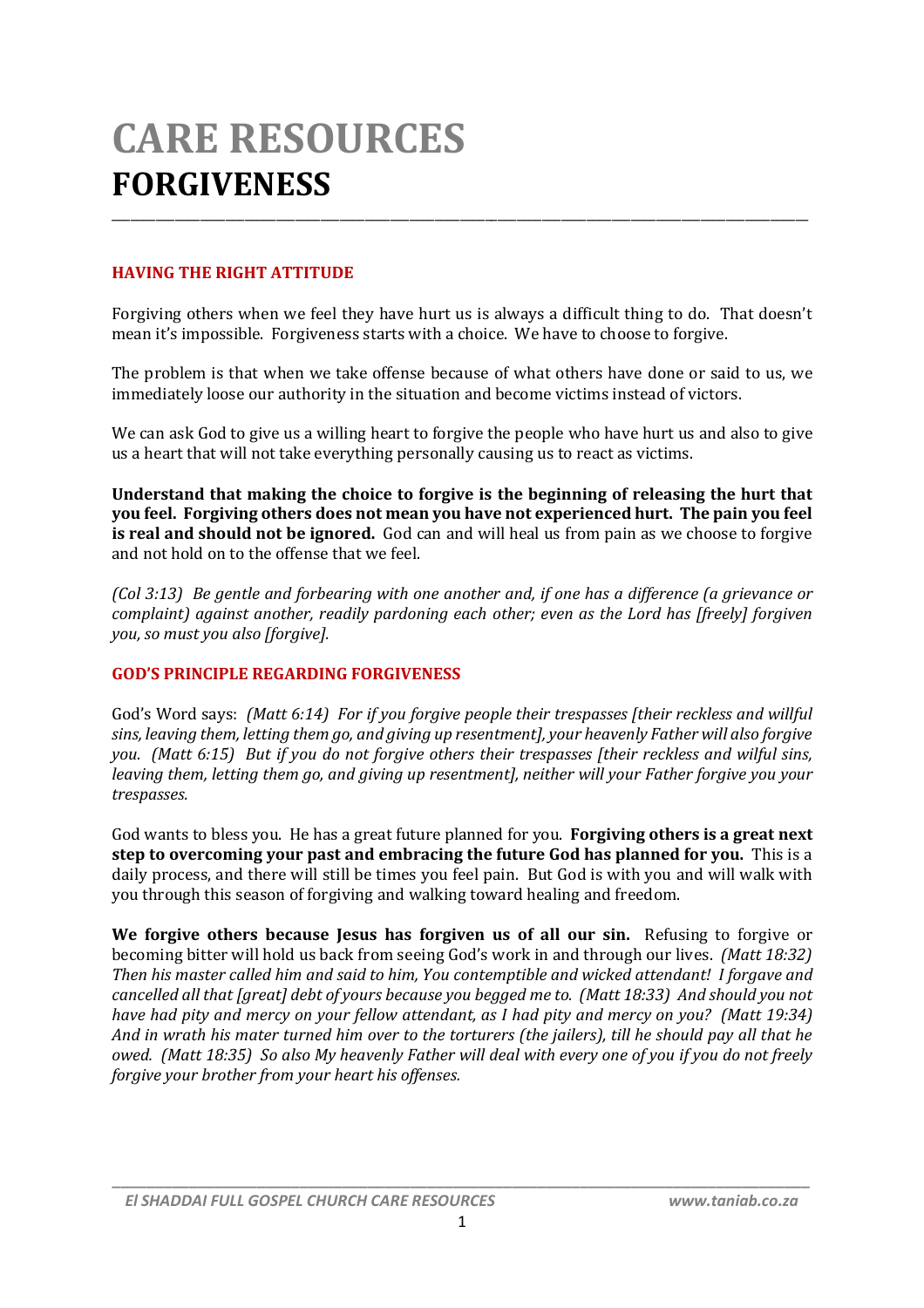# CARE RESOURCES
# FORGIVENESS

## HAVING THE RIGHT ATTITUDE

Forgiving others when we feel they have hurt us is always a difficult thing to do. That doesn't mean it's impossible. Forgiveness starts with a choice. We have to choose to forgive.

The problem is that when we take offense because of what others have done or said to us, we immediately loose our authority in the situation and become victims instead of victors.

We can ask God to give us a willing heart to forgive the people who have hurt us and also to give us a heart that will not take everything personally causing us to react as victims.

**Understand that making the choice to forgive is the beginning of releasing the hurt that you feel. Forgiving others does not mean you have not experienced hurt. The pain you feel is real and should not be ignored.** God can and will heal us from pain as we choose to forgive and not hold on to the offense that we feel.

*(Col 3:13) Be gentle and forbearing with one another and, if one has a difference (a grievance or complaint) against another, readily pardoning each other; even as the Lord has [freely] forgiven you, so must you also [forgive].*

## GOD'S PRINCIPLE REGARDING FORGIVENESS

God's Word says: *(Matt 6:14) For if you forgive people their trespasses [their reckless and willful sins, leaving them, letting them go, and giving up resentment], your heavenly Father will also forgive you. (Matt 6:15) But if you do not forgive others their trespasses [their reckless and wilful sins, leaving them, letting them go, and giving up resentment], neither will your Father forgive you your trespasses.*

God wants to bless you. He has a great future planned for you. **Forgiving others is a great next step to overcoming your past and embracing the future God has planned for you.** This is a daily process, and there will still be times you feel pain. But God is with you and will walk with you through this season of forgiving and walking toward healing and freedom.

**We forgive others because Jesus has forgiven us of all our sin.** Refusing to forgive or becoming bitter will hold us back from seeing God's work in and through our lives. *(Matt 18:32) Then his master called him and said to him, You contemptible and wicked attendant! I forgave and cancelled all that [great] debt of yours because you begged me to. (Matt 18:33) And should you not have had pity and mercy on your fellow attendant, as I had pity and mercy on you? (Matt 19:34) And in wrath his mater turned him over to the torturers (the jailers), till he should pay all that he owed. (Matt 18:35) So also My heavenly Father will deal with every one of you if you do not freely forgive your brother from your heart his offenses.*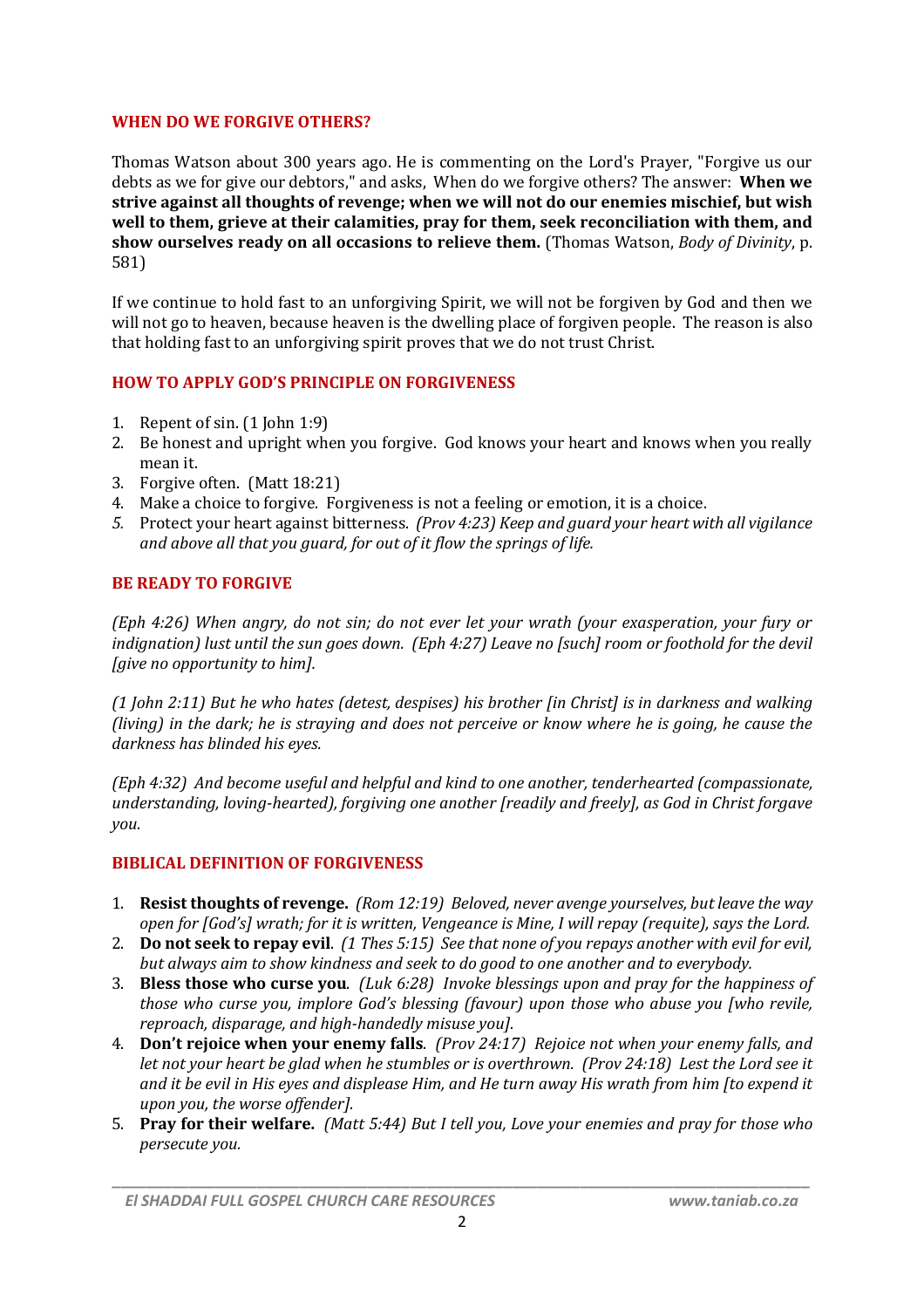## WHEN DO WE FORGIVE OTHERS?

Thomas Watson about 300 years ago. He is commenting on the Lord's Prayer, "Forgive us our debts as we for give our debtors," and asks, When do we forgive others? The answer: **When we strive against all thoughts of revenge; when we will not do our enemies mischief, but wish well to them, grieve at their calamities, pray for them, seek reconciliation with them, and show ourselves ready on all occasions to relieve them.** (Thomas Watson, *Body of Divinity*, p. 581)

If we continue to hold fast to an unforgiving Spirit, we will not be forgiven by God and then we will not go to heaven, because heaven is the dwelling place of forgiven people. The reason is also that holding fast to an unforgiving spirit proves that we do not trust Christ.

## HOW TO APPLY GOD'S PRINCIPLE ON FORGIVENESS

1. Repent of sin. (1 John 1:9)
2. Be honest and upright when you forgive. God knows your heart and knows when you really mean it.
3. Forgive often. (Matt 18:21)
4. Make a choice to forgive. Forgiveness is not a feeling or emotion, it is a choice.
5. Protect your heart against bitterness. *(Prov 4:23) Keep and guard your heart with all vigilance and above all that you guard, for out of it flow the springs of life.*

## BE READY TO FORGIVE

*(Eph 4:26) When angry, do not sin; do not ever let your wrath (your exasperation, your fury or indignation) lust until the sun goes down. (Eph 4:27) Leave no [such] room or foothold for the devil [give no opportunity to him].*

*(1 John 2:11) But he who hates (detest, despises) his brother [in Christ] is in darkness and walking (living) in the dark; he is straying and does not perceive or know where he is going, he cause the darkness has blinded his eyes.*

*(Eph 4:32) And become useful and helpful and kind to one another, tenderhearted (compassionate, understanding, loving-hearted), forgiving one another [readily and freely], as God in Christ forgave you.*

## BIBLICAL DEFINITION OF FORGIVENESS

1. **Resist thoughts of revenge.** *(Rom 12:19) Beloved, never avenge yourselves, but leave the way open for [God's] wrath; for it is written, Vengeance is Mine, I will repay (requite), says the Lord.*
2. **Do not seek to repay evil**. *(1 Thes 5:15) See that none of you repays another with evil for evil, but always aim to show kindness and seek to do good to one another and to everybody.*
3. **Bless those who curse you**. *(Luk 6:28) Invoke blessings upon and pray for the happiness of those who curse you, implore God's blessing (favour) upon those who abuse you [who revile, reproach, disparage, and high-handedly misuse you].*
4. **Don't rejoice when your enemy falls**. *(Prov 24:17) Rejoice not when your enemy falls, and let not your heart be glad when he stumbles or is overthrown. (Prov 24:18) Lest the Lord see it and it be evil in His eyes and displease Him, and He turn away His wrath from him [to expend it upon you, the worse offender].*
5. **Pray for their welfare.** *(Matt 5:44) But I tell you, Love your enemies and pray for those who persecute you.*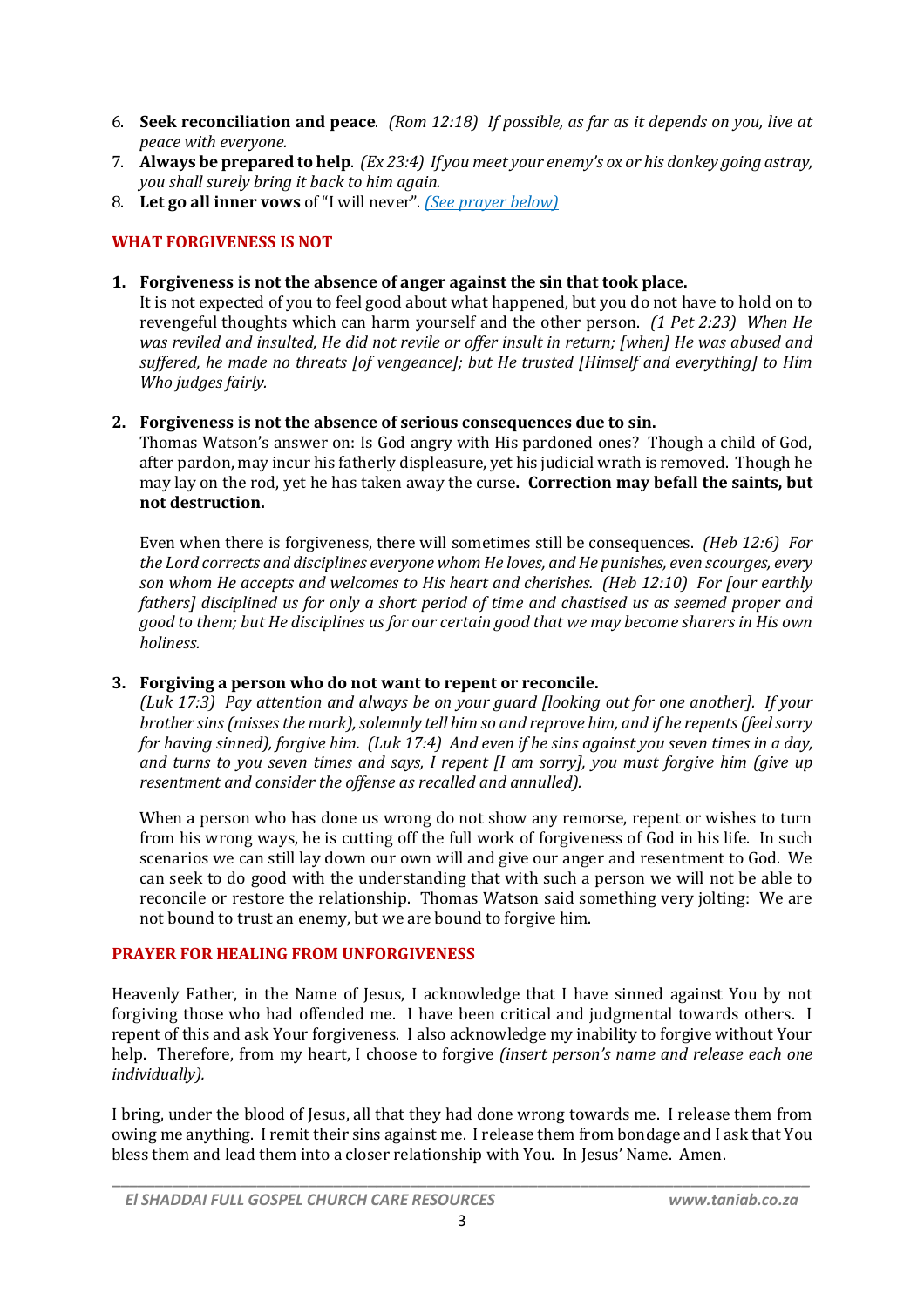6. **Seek reconciliation and peace**. *(Rom 12:18) If possible, as far as it depends on you, live at peace with everyone.*
7. **Always be prepared to help**. *(Ex 23:4) If you meet your enemy's ox or his donkey going astray, you shall surely bring it back to him again.*
8. **Let go all inner vows** of "I will never". *(See prayer below)*

## WHAT FORGIVENESS IS NOT

1. **Forgiveness is not the absence of anger against the sin that took place.**
   It is not expected of you to feel good about what happened, but you do not have to hold on to revengeful thoughts which can harm yourself and the other person. *(1 Pet 2:23) When He was reviled and insulted, He did not revile or offer insult in return; [when] He was abused and suffered, he made no threats [of vengeance]; but He trusted [Himself and everything] to Him Who judges fairly.*

2. **Forgiveness is not the absence of serious consequences due to sin.**
   Thomas Watson's answer on: Is God angry with His pardoned ones? Though a child of God, after pardon, may incur his fatherly displeasure, yet his judicial wrath is removed. Though he may lay on the rod, yet he has taken away the curse**. Correction may befall the saints, but not destruction.**

   Even when there is forgiveness, there will sometimes still be consequences. *(Heb 12:6) For the Lord corrects and disciplines everyone whom He loves, and He punishes, even scourges, every son whom He accepts and welcomes to His heart and cherishes. (Heb 12:10) For [our earthly fathers] disciplined us for only a short period of time and chastised us as seemed proper and good to them; but He disciplines us for our certain good that we may become sharers in His own holiness.*

3. **Forgiving a person who do not want to repent or reconcile.**
   *(Luk 17:3) Pay attention and always be on your guard [looking out for one another]. If your brother sins (misses the mark), solemnly tell him so and reprove him, and if he repents (feel sorry for having sinned), forgive him. (Luk 17:4) And even if he sins against you seven times in a day, and turns to you seven times and says, I repent [I am sorry], you must forgive him (give up resentment and consider the offense as recalled and annulled).*

   When a person who has done us wrong do not show any remorse, repent or wishes to turn from his wrong ways, he is cutting off the full work of forgiveness of God in his life. In such scenarios we can still lay down our own will and give our anger and resentment to God. We can seek to do good with the understanding that with such a person we will not be able to reconcile or restore the relationship. Thomas Watson said something very jolting: We are not bound to trust an enemy, but we are bound to forgive him.

## PRAYER FOR HEALING FROM UNFORGIVENESS

Heavenly Father, in the Name of Jesus, I acknowledge that I have sinned against You by not forgiving those who had offended me. I have been critical and judgmental towards others. I repent of this and ask Your forgiveness. I also acknowledge my inability to forgive without Your help. Therefore, from my heart, I choose to forgive *(insert person's name and release each one individually).*

I bring, under the blood of Jesus, all that they had done wrong towards me. I release them from owing me anything. I remit their sins against me. I release them from bondage and I ask that You bless them and lead them into a closer relationship with You. In Jesus' Name. Amen.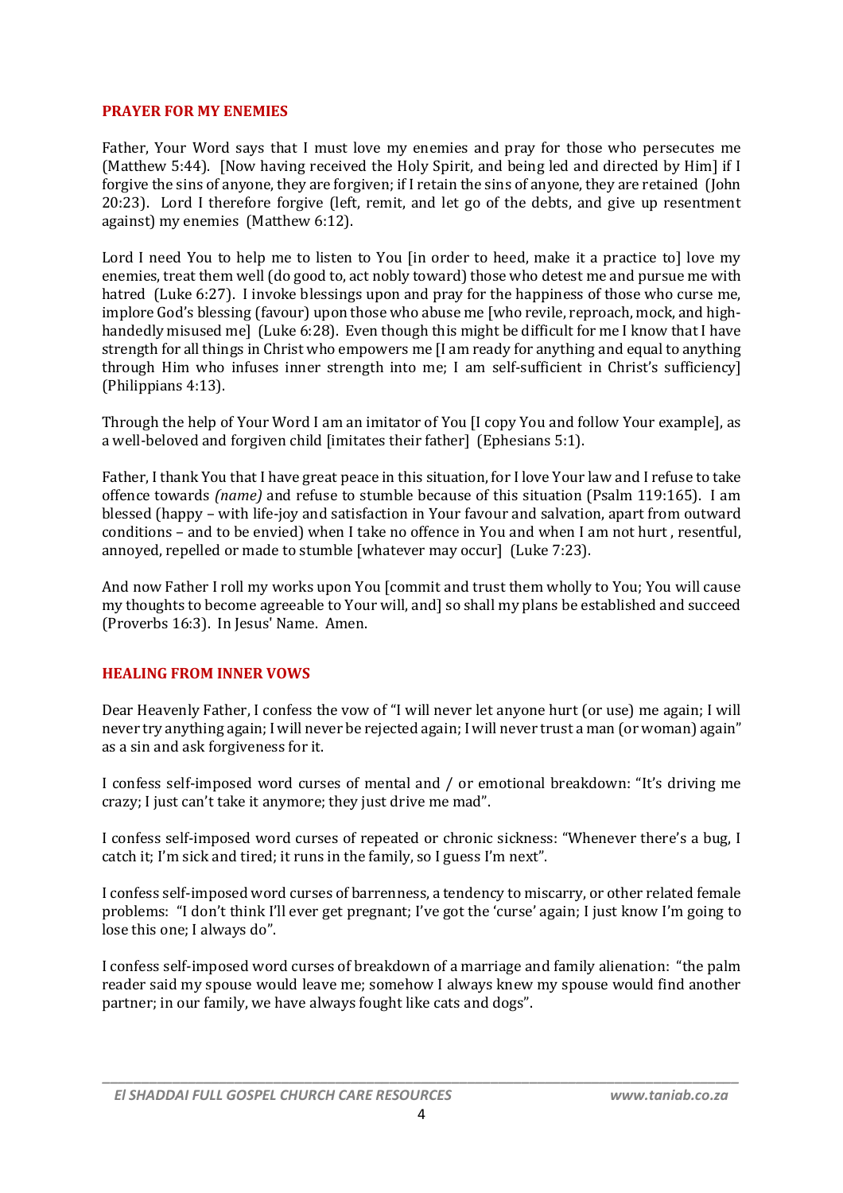## PRAYER FOR MY ENEMIES

Father, Your Word says that I must love my enemies and pray for those who persecutes me (Matthew 5:44). [Now having received the Holy Spirit, and being led and directed by Him] if I forgive the sins of anyone, they are forgiven; if I retain the sins of anyone, they are retained (John 20:23). Lord I therefore forgive (left, remit, and let go of the debts, and give up resentment against) my enemies (Matthew 6:12).

Lord I need You to help me to listen to You [in order to heed, make it a practice to] love my enemies, treat them well (do good to, act nobly toward) those who detest me and pursue me with hatred (Luke 6:27). I invoke blessings upon and pray for the happiness of those who curse me, implore God's blessing (favour) upon those who abuse me [who revile, reproach, mock, and high-handedly misused me] (Luke 6:28). Even though this might be difficult for me I know that I have strength for all things in Christ who empowers me [I am ready for anything and equal to anything through Him who infuses inner strength into me; I am self-sufficient in Christ's sufficiency] (Philippians 4:13).

Through the help of Your Word I am an imitator of You [I copy You and follow Your example], as a well-beloved and forgiven child [imitates their father] (Ephesians 5:1).

Father, I thank You that I have great peace in this situation, for I love Your law and I refuse to take offence towards *(name)* and refuse to stumble because of this situation (Psalm 119:165). I am blessed (happy – with life-joy and satisfaction in Your favour and salvation, apart from outward conditions – and to be envied) when I take no offence in You and when I am not hurt , resentful, annoyed, repelled or made to stumble [whatever may occur] (Luke 7:23).

And now Father I roll my works upon You [commit and trust them wholly to You; You will cause my thoughts to become agreeable to Your will, and] so shall my plans be established and succeed (Proverbs 16:3). In Jesus' Name. Amen.

## HEALING FROM INNER VOWS

Dear Heavenly Father, I confess the vow of "I will never let anyone hurt (or use) me again; I will never try anything again; I will never be rejected again; I will never trust a man (or woman) again" as a sin and ask forgiveness for it.

I confess self-imposed word curses of mental and / or emotional breakdown: "It's driving me crazy; I just can't take it anymore; they just drive me mad".

I confess self-imposed word curses of repeated or chronic sickness: "Whenever there's a bug, I catch it; I'm sick and tired; it runs in the family, so I guess I'm next".

I confess self-imposed word curses of barrenness, a tendency to miscarry, or other related female problems: "I don't think I'll ever get pregnant; I've got the 'curse' again; I just know I'm going to lose this one; I always do".

I confess self-imposed word curses of breakdown of a marriage and family alienation: "the palm reader said my spouse would leave me; somehow I always knew my spouse would find another partner; in our family, we have always fought like cats and dogs".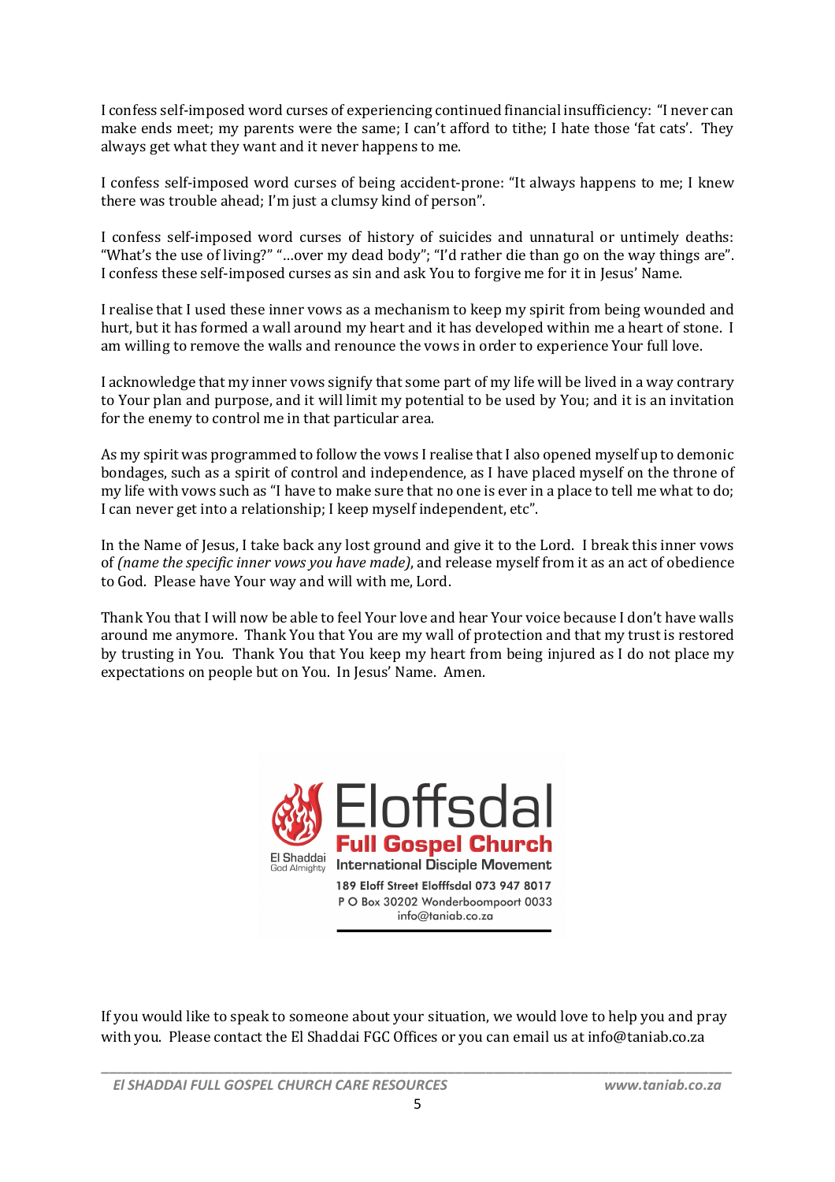I confess self-imposed word curses of experiencing continued financial insufficiency: "I never can make ends meet; my parents were the same; I can't afford to tithe; I hate those 'fat cats'. They always get what they want and it never happens to me.

I confess self-imposed word curses of being accident-prone: "It always happens to me; I knew there was trouble ahead; I'm just a clumsy kind of person".

I confess self-imposed word curses of history of suicides and unnatural or untimely deaths: "What's the use of living?" "…over my dead body"; "I'd rather die than go on the way things are". I confess these self-imposed curses as sin and ask You to forgive me for it in Jesus' Name.

I realise that I used these inner vows as a mechanism to keep my spirit from being wounded and hurt, but it has formed a wall around my heart and it has developed within me a heart of stone. I am willing to remove the walls and renounce the vows in order to experience Your full love.

I acknowledge that my inner vows signify that some part of my life will be lived in a way contrary to Your plan and purpose, and it will limit my potential to be used by You; and it is an invitation for the enemy to control me in that particular area.

As my spirit was programmed to follow the vows I realise that I also opened myself up to demonic bondages, such as a spirit of control and independence, as I have placed myself on the throne of my life with vows such as "I have to make sure that no one is ever in a place to tell me what to do; I can never get into a relationship; I keep myself independent, etc".

In the Name of Jesus, I take back any lost ground and give it to the Lord. I break this inner vows of *(name the specific inner vows you have made)*, and release myself from it as an act of obedience to God. Please have Your way and will with me, Lord.

Thank You that I will now be able to feel Your love and hear Your voice because I don't have walls around me anymore. Thank You that You are my wall of protection and that my trust is restored by trusting in You. Thank You that You keep my heart from being injured as I do not place my expectations on people but on You. In Jesus' Name. Amen.

El Shaddai
God Almighty

Eloffsdal
**Full Gospel Church**
International Disciple Movement
189 Eloff Street Elofffsdal 073 947 8017
P O Box 30202 Wonderboompoort 0033
info@taniab.co.za

If you would like to speak to someone about your situation, we would love to help you and pray with you. Please contact the El Shaddai FGC Offices or you can email us at info@taniab.co.za